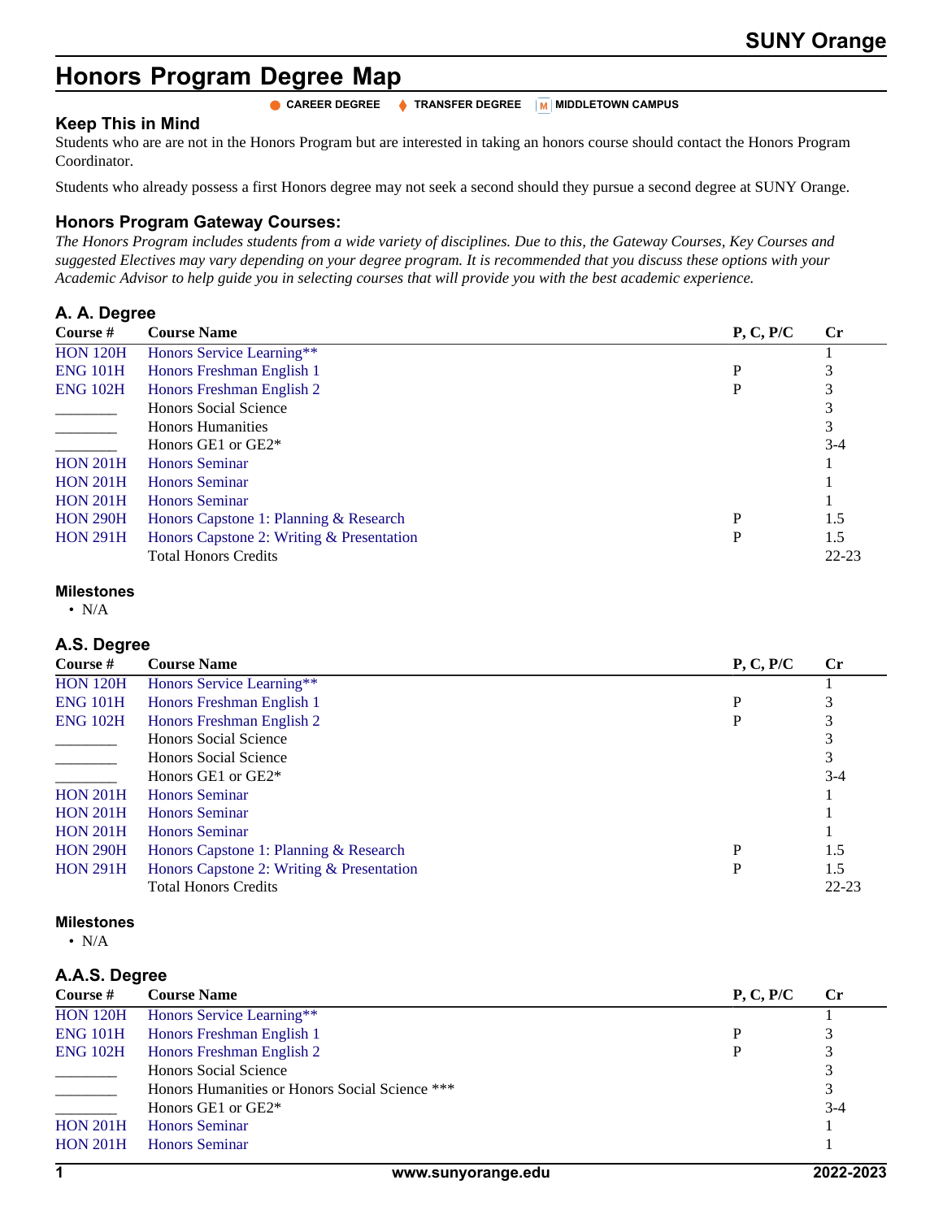# Honors Program Degree Map

● CAREER DEGREE ♦ TRANSFER DEGREE M MIDDLETOWN CAMPUS

### Keep This in Mind

Students who are are not in the Honors Program but are interested in taking an honors course should contact the Honors Program Coordinator.

Students who already possess a first Honors degree may not seek a second should they pursue a second degree at SUNY Orange.

### Honors Program Gateway Courses:

*The Honors Program includes students from a wide variety of disciplines. Due to this, the Gateway Courses, Key Courses and suggested Electives may vary depending on your degree program. It is recommended that you discuss these options with your Academic Advisor to help guide you in selecting courses that will provide you with the best academic experience.*

### A. A. Degree

| Course # | Course Name | P, C, P/C | Cr |
|---|---|---|---|
| HON 120H | Honors Service Learning** | | 1 |
| ENG 101H | Honors Freshman English 1 | P | 3 |
| ENG 102H | Honors Freshman English 2 | P | 3 |
| ________ | Honors Social Science | | 3 |
| ________ | Honors Humanities | | 3 |
| ________ | Honors GE1 or GE2* | | 3-4 |
| HON 201H | Honors Seminar | | 1 |
| HON 201H | Honors Seminar | | 1 |
| HON 201H | Honors Seminar | | 1 |
| HON 290H | Honors Capstone 1: Planning & Research | P | 1.5 |
| HON 291H | Honors Capstone 2: Writing & Presentation | P | 1.5 |
| | Total Honors Credits | | 22-23 |

#### Milestones

- N/A

### A.S. Degree

| Course # | Course Name | P, C, P/C | Cr |
|---|---|---|---|
| HON 120H | Honors Service Learning** | | 1 |
| ENG 101H | Honors Freshman English 1 | P | 3 |
| ENG 102H | Honors Freshman English 2 | P | 3 |
| ________ | Honors Social Science | | 3 |
| ________ | Honors Social Science | | 3 |
| ________ | Honors GE1 or GE2* | | 3-4 |
| HON 201H | Honors Seminar | | 1 |
| HON 201H | Honors Seminar | | 1 |
| HON 201H | Honors Seminar | | 1 |
| HON 290H | Honors Capstone 1: Planning & Research | P | 1.5 |
| HON 291H | Honors Capstone 2: Writing & Presentation | P | 1.5 |
| | Total Honors Credits | | 22-23 |

#### Milestones

- N/A

### A.A.S. Degree

| Course # | Course Name | P, C, P/C | Cr |
|---|---|---|---|
| HON 120H | Honors Service Learning** | | 1 |
| ENG 101H | Honors Freshman English 1 | P | 3 |
| ENG 102H | Honors Freshman English 2 | P | 3 |
| ________ | Honors Social Science | | 3 |
| ________ | Honors Humanities or Honors Social Science *** | | 3 |
| ________ | Honors GE1 or GE2* | | 3-4 |
| HON 201H | Honors Seminar | | 1 |
| HON 201H | Honors Seminar | | 1 |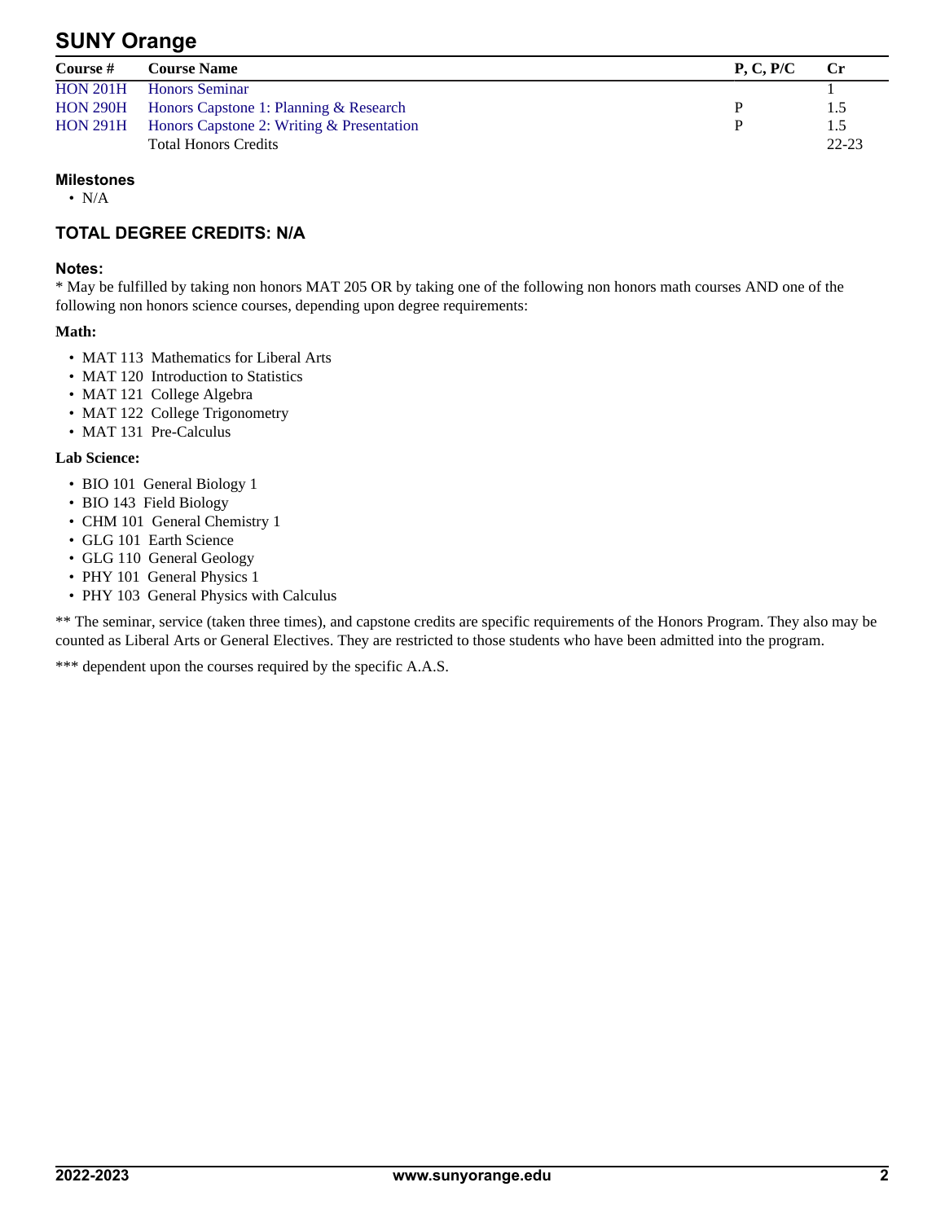## SUNY Orange

| Course # | Course Name | P, C, P/C | Cr |
|---|---|---|---|
| HON 201H | Honors Seminar | | 1 |
| HON 290H | Honors Capstone 1: Planning & Research | P | 1.5 |
| HON 291H | Honors Capstone 2: Writing & Presentation | P | 1.5 |
| | Total Honors Credits | | 22-23 |

### Milestones

- N/A

### TOTAL DEGREE CREDITS: N/A

### Notes:

* May be fulfilled by taking non honors MAT 205 OR by taking one of the following non honors math courses AND one of the following non honors science courses, depending upon degree requirements:

**Math:**

- MAT 113 Mathematics for Liberal Arts
- MAT 120 Introduction to Statistics
- MAT 121 College Algebra
- MAT 122 College Trigonometry
- MAT 131 Pre-Calculus

**Lab Science:**

- BIO 101 General Biology 1
- BIO 143 Field Biology
- CHM 101 General Chemistry 1
- GLG 101 Earth Science
- GLG 110 General Geology
- PHY 101 General Physics 1
- PHY 103 General Physics with Calculus

** The seminar, service (taken three times), and capstone credits are specific requirements of the Honors Program. They also may be counted as Liberal Arts or General Electives. They are restricted to those students who have been admitted into the program.

*** dependent upon the courses required by the specific A.A.S.